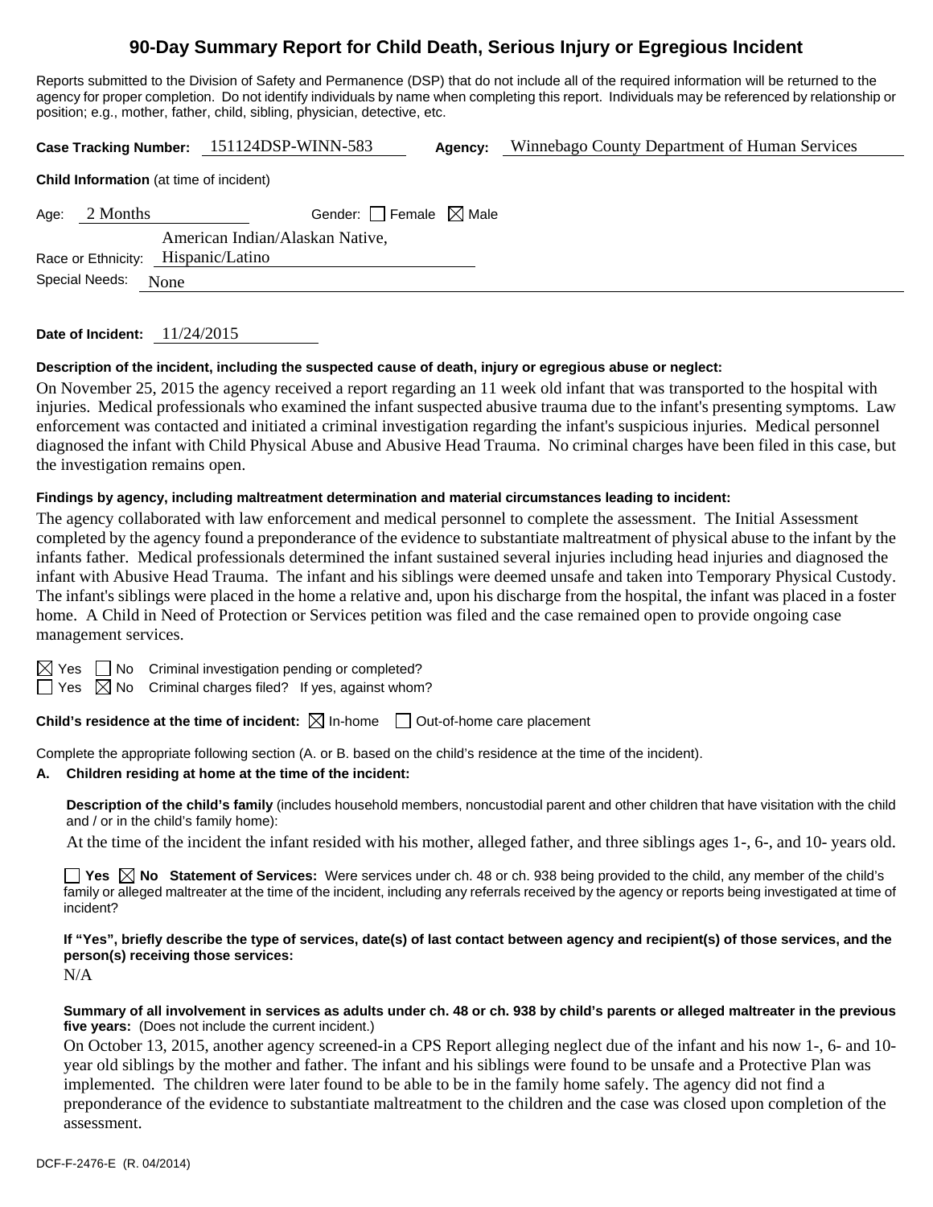# 90-Day Summary Report for Child Death, Serious Injury or Egregious Incident

Reports submitted to the Division of Safety and Permanence (DSP) that do not include all of the required information will be returned to the agency for proper completion. Do not identify individuals by name when completing this report. Individuals may be referenced by relationship or position; e.g., mother, father, child, sibling, physician, detective, etc.

**Case Tracking Number:** 151124DSP-WINN-583 **Agency:** Winnebago County Department of Human Services

**Child Information** (at time of incident)

Age: 2 Months Gender: ☐ Female ☒ Male

Race or Ethnicity: American Indian/Alaskan Native, Hispanic/Latino

Special Needs: None

**Date of Incident:** 11/24/2015

**Description of the incident, including the suspected cause of death, injury or egregious abuse or neglect:**

On November 25, 2015 the agency received a report regarding an 11 week old infant that was transported to the hospital with injuries. Medical professionals who examined the infant suspected abusive trauma due to the infant's presenting symptoms. Law enforcement was contacted and initiated a criminal investigation regarding the infant's suspicious injuries. Medical personnel diagnosed the infant with Child Physical Abuse and Abusive Head Trauma. No criminal charges have been filed in this case, but the investigation remains open.

**Findings by agency, including maltreatment determination and material circumstances leading to incident:**

The agency collaborated with law enforcement and medical personnel to complete the assessment. The Initial Assessment completed by the agency found a preponderance of the evidence to substantiate maltreatment of physical abuse to the infant by the infants father. Medical professionals determined the infant sustained several injuries including head injuries and diagnosed the infant with Abusive Head Trauma. The infant and his siblings were deemed unsafe and taken into Temporary Physical Custody. The infant's siblings were placed in the home a relative and, upon his discharge from the hospital, the infant was placed in a foster home. A Child in Need of Protection or Services petition was filed and the case remained open to provide ongoing case management services.

☒ Yes ☐ No Criminal investigation pending or completed?

☐ Yes ☒ No Criminal charges filed? If yes, against whom?

**Child's residence at the time of incident:** ☒ In-home ☐ Out-of-home care placement

Complete the appropriate following section (A. or B. based on the child's residence at the time of the incident).

**A. Children residing at home at the time of the incident:**

**Description of the child's family** (includes household members, noncustodial parent and other children that have visitation with the child and / or in the child's family home):

At the time of the incident the infant resided with his mother, alleged father, and three siblings ages 1-, 6-, and 10- years old.

☐ **Yes** ☒ **No Statement of Services:** Were services under ch. 48 or ch. 938 being provided to the child, any member of the child's family or alleged maltreater at the time of the incident, including any referrals received by the agency or reports being investigated at time of incident?

**If "Yes", briefly describe the type of services, date(s) of last contact between agency and recipient(s) of those services, and the person(s) receiving those services:**

N/A

**Summary of all involvement in services as adults under ch. 48 or ch. 938 by child's parents or alleged maltreater in the previous five years:** (Does not include the current incident.)

On October 13, 2015, another agency screened-in a CPS Report alleging neglect due of the infant and his now 1-, 6- and 10-year old siblings by the mother and father. The infant and his siblings were found to be unsafe and a Protective Plan was implemented. The children were later found to be able to be in the family home safely. The agency did not find a preponderance of the evidence to substantiate maltreatment to the children and the case was closed upon completion of the assessment.

DCF-F-2476-E (R. 04/2014)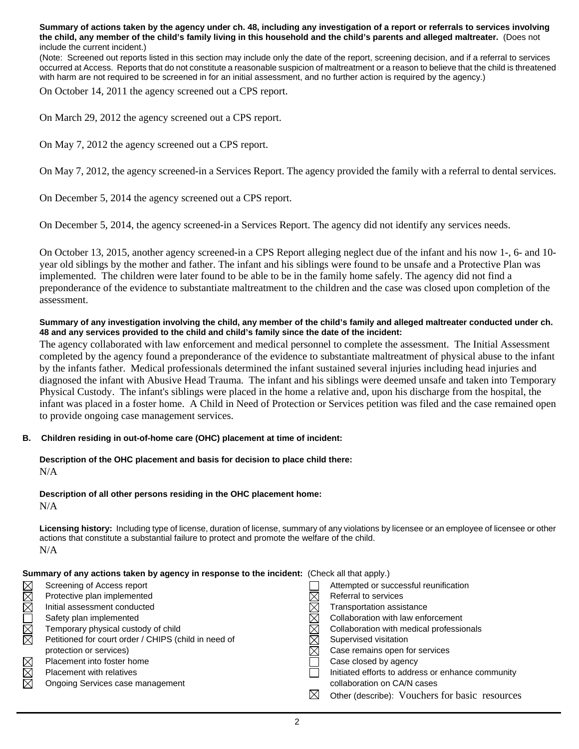**Summary of actions taken by the agency under ch. 48, including any investigation of a report or referrals to services involving the child, any member of the child's family living in this household and the child's parents and alleged maltreater.** (Does not include the current incident.)

(Note: Screened out reports listed in this section may include only the date of the report, screening decision, and if a referral to services occurred at Access. Reports that do not constitute a reasonable suspicion of maltreatment or a reason to believe that the child is threatened with harm are not required to be screened in for an initial assessment, and no further action is required by the agency.)

On October 14, 2011 the agency screened out a CPS report.

On March 29, 2012 the agency screened out a CPS report.

On May 7, 2012 the agency screened out a CPS report.

On May 7, 2012, the agency screened-in a Services Report. The agency provided the family with a referral to dental services.

On December 5, 2014 the agency screened out a CPS report.

On December 5, 2014, the agency screened-in a Services Report. The agency did not identify any services needs.

On October 13, 2015, another agency screened-in a CPS Report alleging neglect due of the infant and his now 1-, 6- and 10-year old siblings by the mother and father. The infant and his siblings were found to be unsafe and a Protective Plan was implemented. The children were later found to be able to be in the family home safely. The agency did not find a preponderance of the evidence to substantiate maltreatment to the children and the case was closed upon completion of the assessment.

**Summary of any investigation involving the child, any member of the child's family and alleged maltreater conducted under ch. 48 and any services provided to the child and child's family since the date of the incident:**

The agency collaborated with law enforcement and medical personnel to complete the assessment. The Initial Assessment completed by the agency found a preponderance of the evidence to substantiate maltreatment of physical abuse to the infant by the infants father. Medical professionals determined the infant sustained several injuries including head injuries and diagnosed the infant with Abusive Head Trauma. The infant and his siblings were deemed unsafe and taken into Temporary Physical Custody. The infant's siblings were placed in the home a relative and, upon his discharge from the hospital, the infant was placed in a foster home. A Child in Need of Protection or Services petition was filed and the case remained open to provide ongoing case management services.

**B. Children residing in out-of-home care (OHC) placement at time of incident:**

**Description of the OHC placement and basis for decision to place child there:**
N/A

**Description of all other persons residing in the OHC placement home:**
N/A

**Licensing history:** Including type of license, duration of license, summary of any violations by licensee or an employee of licensee or other actions that constitute a substantial failure to protect and promote the welfare of the child.
N/A

**Summary of any actions taken by agency in response to the incident:** (Check all that apply.)

- ☒ Screening of Access report
- ☒ Protective plan implemented
- ☒ Initial assessment conducted
- ☐ Safety plan implemented
- ☒ Temporary physical custody of child
- ☒ Petitioned for court order / CHIPS (child in need of protection or services)
- ☒ Placement into foster home
- ☒ Placement with relatives
- ☒ Ongoing Services case management
- ☐ Attempted or successful reunification
- ☒ Referral to services
- ☒ Transportation assistance
- ☒ Collaboration with law enforcement
- ☒ Collaboration with medical professionals
- ☒ Supervised visitation
- ☒ Case remains open for services
- ☐ Case closed by agency
- ☐ Initiated efforts to address or enhance community collaboration on CA/N cases
- ☒ Other (describe): Vouchers for basic resources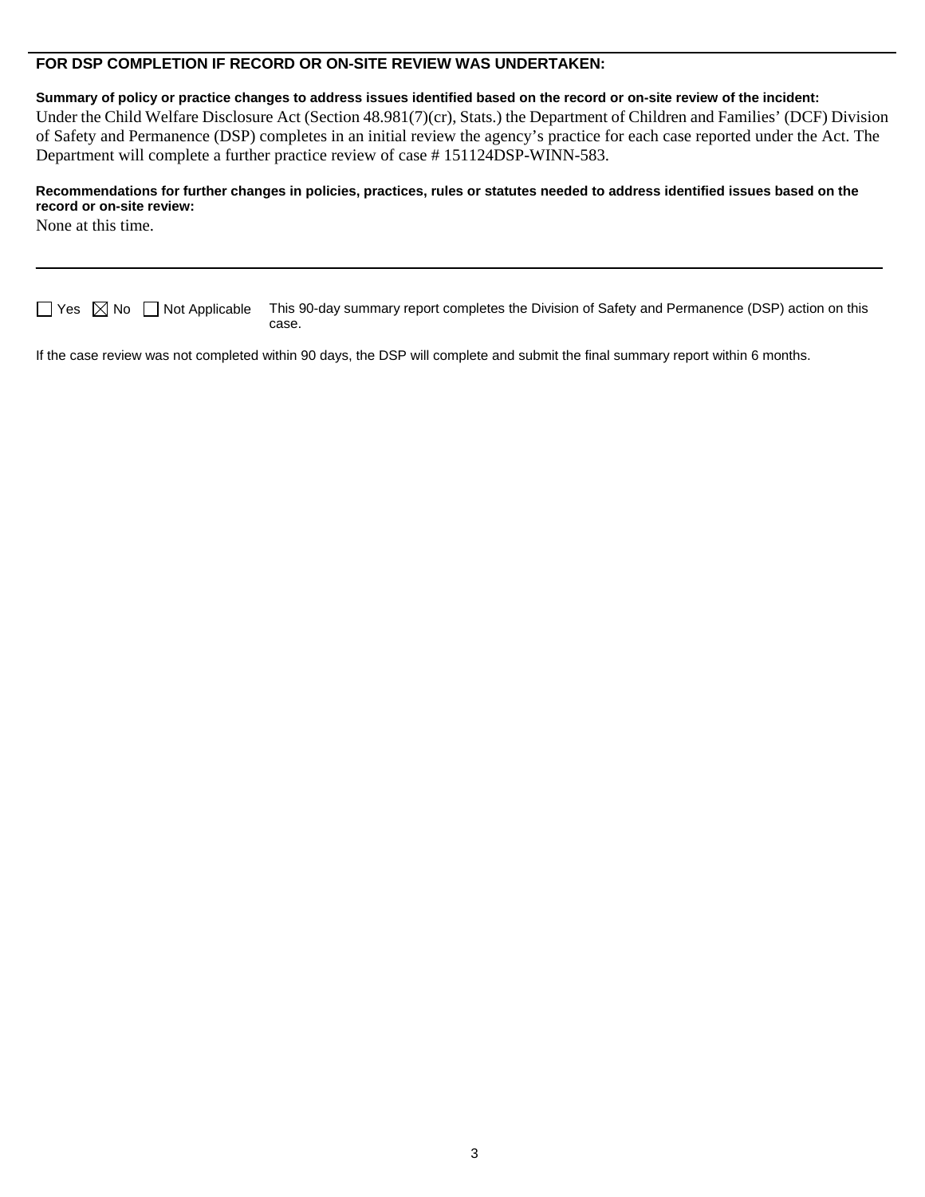**FOR DSP COMPLETION IF RECORD OR ON-SITE REVIEW WAS UNDERTAKEN:**

**Summary of policy or practice changes to address issues identified based on the record or on-site review of the incident:**

Under the Child Welfare Disclosure Act (Section 48.981(7)(cr), Stats.) the Department of Children and Families' (DCF) Division of Safety and Permanence (DSP) completes in an initial review the agency's practice for each case reported under the Act. The Department will complete a further practice review of case # 151124DSP-WINN-583.

**Recommendations for further changes in policies, practices, rules or statutes needed to address identified issues based on the record or on-site review:**

None at this time.

---

☐ Yes ☒ No ☐ Not Applicable This 90-day summary report completes the Division of Safety and Permanence (DSP) action on this case.

If the case review was not completed within 90 days, the DSP will complete and submit the final summary report within 6 months.